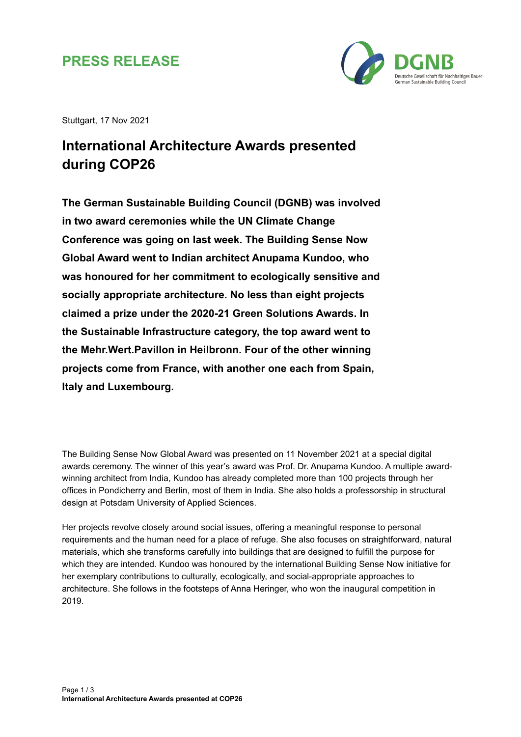**PRESS RELEASE**

Stuttgart, 17 Nov 2021

# International Architecture Awards presented during COP26

**The German Sustainable Building Council (DGNB) was involved in two award ceremonies while the UN Climate Change Conference was going on last week. The Building Sense Now Global Award went to Indian architect Anupama Kundoo, who was honoured for her commitment to ecologically sensitive and socially appropriate architecture. No less than eight projects claimed a prize under the 2020-21 Green Solutions Awards. In the Sustainable Infrastructure category, the top award went to the Mehr.Wert.Pavillon in Heilbronn. Four of the other winning projects come from France, with another one each from Spain, Italy and Luxembourg.**

The Building Sense Now Global Award was presented on 11 November 2021 at a special digital awards ceremony. The winner of this year's award was Prof. Dr. Anupama Kundoo. A multiple award-winning architect from India, Kundoo has already completed more than 100 projects through her offices in Pondicherry and Berlin, most of them in India. She also holds a professorship in structural design at Potsdam University of Applied Sciences.

Her projects revolve closely around social issues, offering a meaningful response to personal requirements and the human need for a place of refuge. She also focuses on straightforward, natural materials, which she transforms carefully into buildings that are designed to fulfill the purpose for which they are intended. Kundoo was honoured by the international Building Sense Now initiative for her exemplary contributions to culturally, ecologically, and social-appropriate approaches to architecture. She follows in the footsteps of Anna Heringer, who won the inaugural competition in 2019.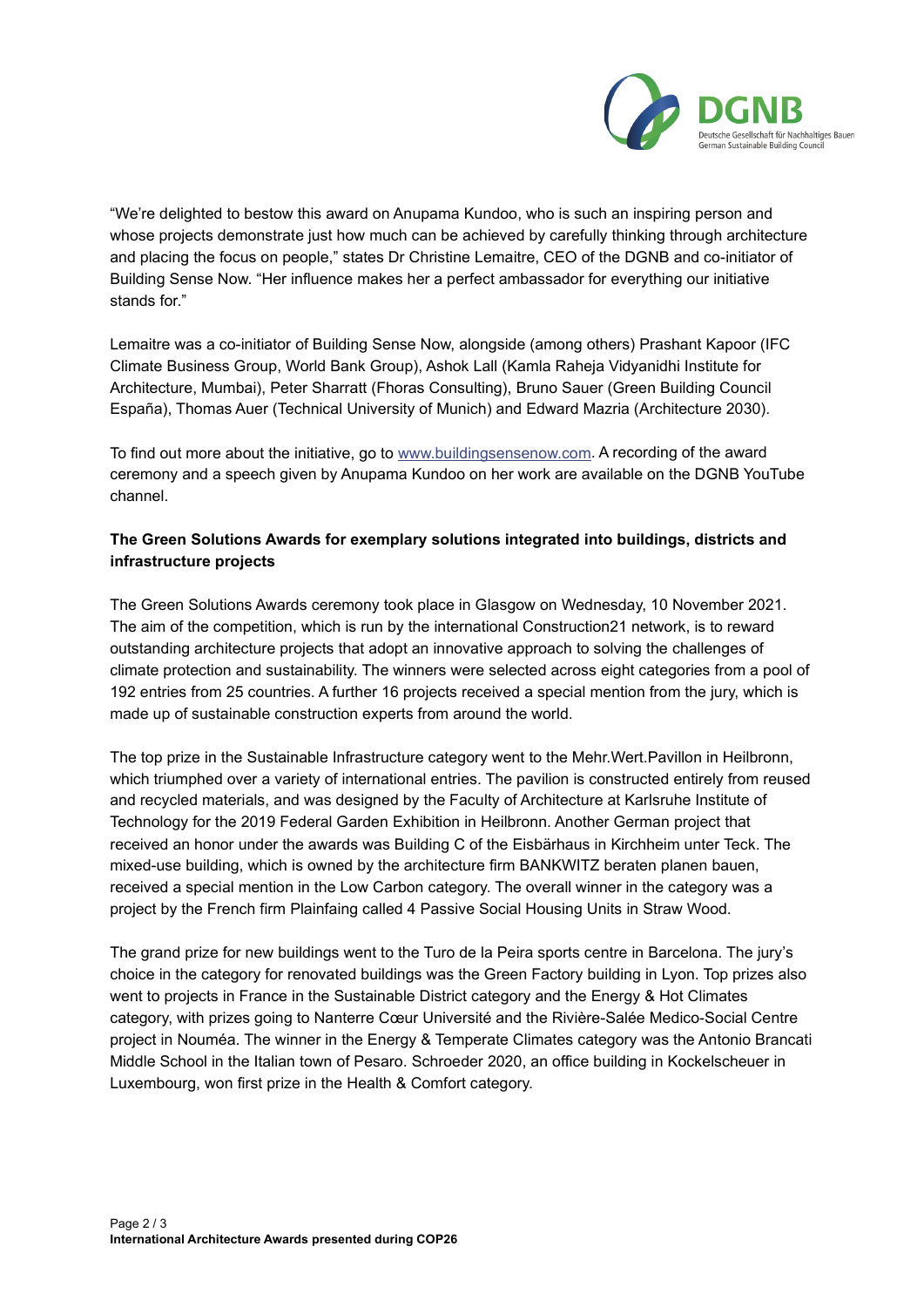"We're delighted to bestow this award on Anupama Kundoo, who is such an inspiring person and whose projects demonstrate just how much can be achieved by carefully thinking through architecture and placing the focus on people," states Dr Christine Lemaitre, CEO of the DGNB and co-initiator of Building Sense Now. "Her influence makes her a perfect ambassador for everything our initiative stands for."

Lemaitre was a co-initiator of Building Sense Now, alongside (among others) Prashant Kapoor (IFC Climate Business Group, World Bank Group), Ashok Lall (Kamla Raheja Vidyanidhi Institute for Architecture, Mumbai), Peter Sharratt (Fhoras Consulting), Bruno Sauer (Green Building Council España), Thomas Auer (Technical University of Munich) and Edward Mazria (Architecture 2030).

To find out more about the initiative, go to www.buildingsensenow.com. A recording of the award ceremony and a speech given by Anupama Kundoo on her work are available on the DGNB YouTube channel.

**The Green Solutions Awards for exemplary solutions integrated into buildings, districts and infrastructure projects**

The Green Solutions Awards ceremony took place in Glasgow on Wednesday, 10 November 2021. The aim of the competition, which is run by the international Construction21 network, is to reward outstanding architecture projects that adopt an innovative approach to solving the challenges of climate protection and sustainability. The winners were selected across eight categories from a pool of 192 entries from 25 countries. A further 16 projects received a special mention from the jury, which is made up of sustainable construction experts from around the world.

The top prize in the Sustainable Infrastructure category went to the Mehr.Wert.Pavillon in Heilbronn, which triumphed over a variety of international entries. The pavilion is constructed entirely from reused and recycled materials, and was designed by the Faculty of Architecture at Karlsruhe Institute of Technology for the 2019 Federal Garden Exhibition in Heilbronn. Another German project that received an honor under the awards was Building C of the Eisbärhaus in Kirchheim unter Teck. The mixed-use building, which is owned by the architecture firm BANKWITZ beraten planen bauen, received a special mention in the Low Carbon category. The overall winner in the category was a project by the French firm Plainfaing called 4 Passive Social Housing Units in Straw Wood.

The grand prize for new buildings went to the Turo de la Peira sports centre in Barcelona. The jury's choice in the category for renovated buildings was the Green Factory building in Lyon. Top prizes also went to projects in France in the Sustainable District category and the Energy & Hot Climates category, with prizes going to Nanterre Cœur Université and the Rivière-Salée Medico-Social Centre project in Nouméa. The winner in the Energy & Temperate Climates category was the Antonio Brancati Middle School in the Italian town of Pesaro. Schroeder 2020, an office building in Kockelscheuer in Luxembourg, won first prize in the Health & Comfort category.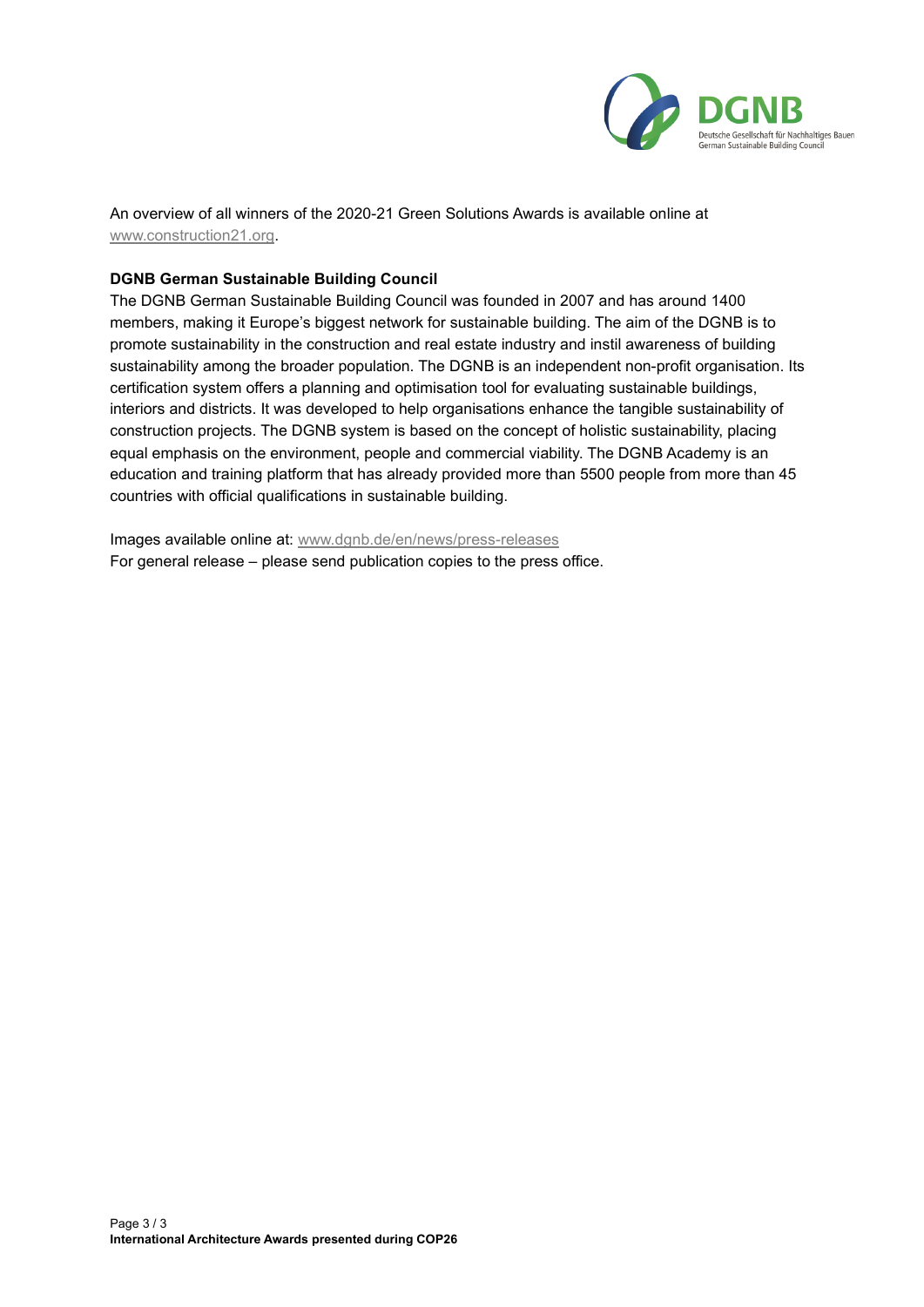An overview of all winners of the 2020-21 Green Solutions Awards is available online at www.construction21.org.

**DGNB German Sustainable Building Council**

The DGNB German Sustainable Building Council was founded in 2007 and has around 1400 members, making it Europe's biggest network for sustainable building. The aim of the DGNB is to promote sustainability in the construction and real estate industry and instil awareness of building sustainability among the broader population. The DGNB is an independent non-profit organisation. Its certification system offers a planning and optimisation tool for evaluating sustainable buildings, interiors and districts. It was developed to help organisations enhance the tangible sustainability of construction projects. The DGNB system is based on the concept of holistic sustainability, placing equal emphasis on the environment, people and commercial viability. The DGNB Academy is an education and training platform that has already provided more than 5500 people from more than 45 countries with official qualifications in sustainable building.

Images available online at: www.dgnb.de/en/news/press-releases
For general release – please send publication copies to the press office.